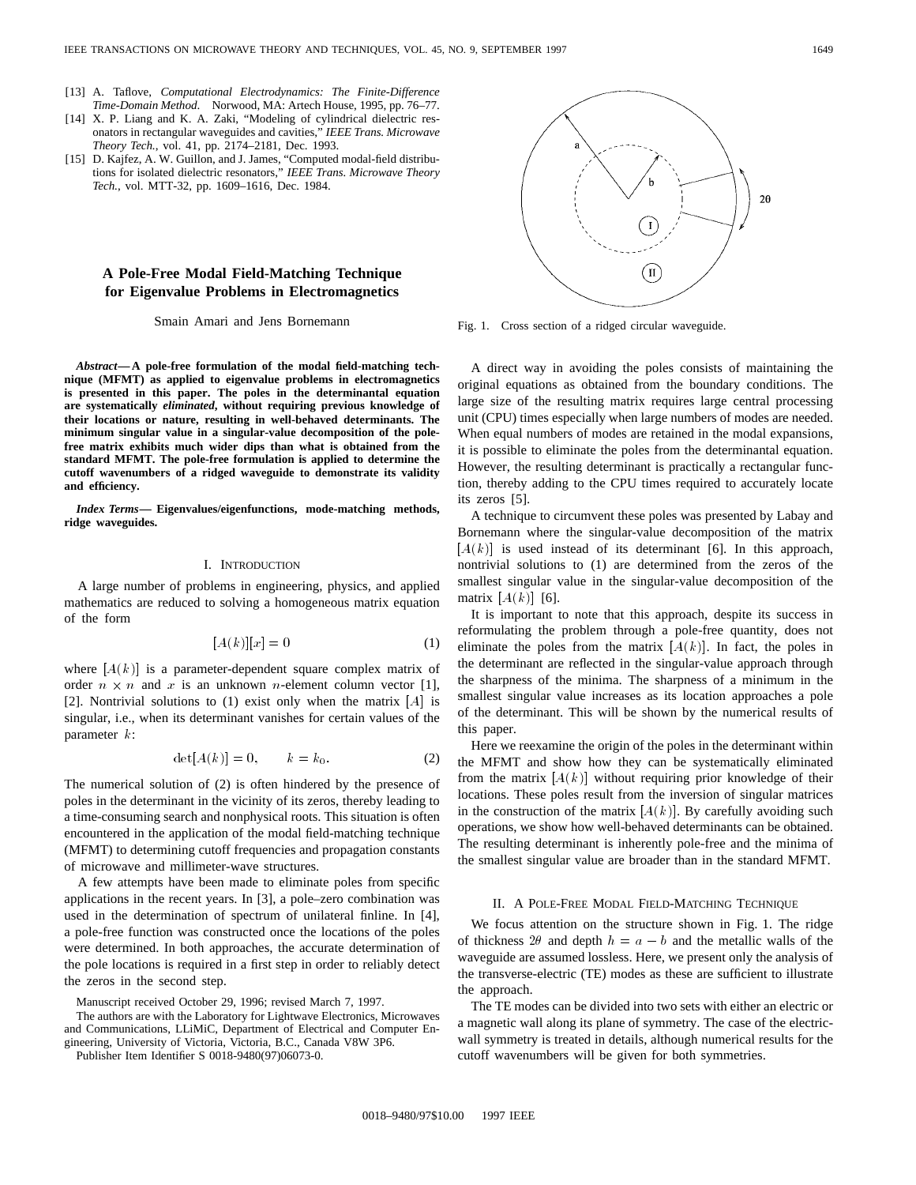[13] A. Taflove, *Computational Electrodynamics: The Finite-Difference Time-Domain Method.* Norwood, MA: Artech House, 1995, pp. 76–77.

[14] X. P. Liang and K. A. Zaki, "Modeling of cylindrical dielectric resonators in rectangular waveguides and cavities," *IEEE Trans. Microwave Theory Tech.*, vol. 41, pp. 2174–2181, Dec. 1993.

[15] D. Kajfez, A. W. Guillon, and J. James, "Computed modal-field distributions for isolated dielectric resonators," *IEEE Trans. Microwave Theory Tech.*, vol. MTT-32, pp. 1609–1616, Dec. 1984.

# A Pole-Free Modal Field-Matching Technique for Eigenvalue Problems in Electromagnetics

Smain Amari and Jens Bornemann

***Abstract*— A pole-free formulation of the modal field-matching technique (MFMT) as applied to eigenvalue problems in electromagnetics is presented in this paper. The poles in the determinantal equation are systematically *eliminated*, without requiring previous knowledge of their locations or nature, resulting in well-behaved determinants. The minimum singular value in a singular-value decomposition of the pole-free matrix exhibits much wider dips than what is obtained from the standard MFMT. The pole-free formulation is applied to determine the cutoff wavenumbers of a ridged waveguide to demonstrate its validity and efficiency.**

***Index Terms*— Eigenvalues/eigenfunctions, mode-matching methods, ridge waveguides.**

## I. Introduction

A large number of problems in engineering, physics, and applied mathematics are reduced to solving a homogeneous matrix equation of the form

$$[A(k)][x] = 0 \tag{1}$$

where $[A(k)]$ is a parameter-dependent square complex matrix of order $n \times n$ and $x$ is an unknown $n$-element column vector [1], [2]. Nontrivial solutions to (1) exist only when the matrix $[A]$ is singular, i.e., when its determinant vanishes for certain values of the parameter $k$:

$$\det[A(k)] = 0, \qquad k = k_0. \tag{2}$$

The numerical solution of (2) is often hindered by the presence of poles in the determinant in the vicinity of its zeros, thereby leading to a time-consuming search and nonphysical roots. This situation is often encountered in the application of the modal field-matching technique (MFMT) to determining cutoff frequencies and propagation constants of microwave and millimeter-wave structures.

A few attempts have been made to eliminate poles from specific applications in the recent years. In [3], a pole–zero combination was used in the determination of spectrum of unilateral finline. In [4], a pole-free function was constructed once the locations of the poles were determined. In both approaches, the accurate determination of the pole locations is required in a first step in order to reliably detect the zeros in the second step.

Manuscript received October 29, 1996; revised March 7, 1997.

The authors are with the Laboratory for Lightwave Electronics, Microwaves and Communications, LLiMiC, Department of Electrical and Computer Engineering, University of Victoria, Victoria, B.C., Canada V8W 3P6.

Publisher Item Identifier S 0018-9480(97)06073-0.

Fig. 1. Cross section of a ridged circular waveguide.

A direct way in avoiding the poles consists of maintaining the original equations as obtained from the boundary conditions. The large size of the resulting matrix requires large central processing unit (CPU) times especially when large numbers of modes are needed. When equal numbers of modes are retained in the modal expansions, it is possible to eliminate the poles from the determinantal equation. However, the resulting determinant is practically a rectangular function, thereby adding to the CPU times required to accurately locate its zeros [5].

A technique to circumvent these poles was presented by Labay and Bornemann where the singular-value decomposition of the matrix $[A(k)]$ is used instead of its determinant [6]. In this approach, nontrivial solutions to (1) are determined from the zeros of the smallest singular value in the singular-value decomposition of the matrix $[A(k)]$ [6].

It is important to note that this approach, despite its success in reformulating the problem through a pole-free quantity, does not eliminate the poles from the matrix $[A(k)]$. In fact, the poles in the determinant are reflected in the singular-value approach through the sharpness of the minima. The sharpness of a minimum in the smallest singular value increases as its location approaches a pole of the determinant. This will be shown by the numerical results of this paper.

Here we reexamine the origin of the poles in the determinant within the MFMT and show how they can be systematically eliminated from the matrix $[A(k)]$ without requiring prior knowledge of their locations. These poles result from the inversion of singular matrices in the construction of the matrix $[A(k)]$. By carefully avoiding such operations, we show how well-behaved determinants can be obtained. The resulting determinant is inherently pole-free and the minima of the smallest singular value are broader than in the standard MFMT.

## II. A Pole-Free Modal Field-Matching Technique

We focus attention on the structure shown in Fig. 1. The ridge of thickness $2\theta$ and depth $h = a - b$ and the metallic walls of the waveguide are assumed lossless. Here, we present only the analysis of the transverse-electric (TE) modes as these are sufficient to illustrate the approach.

The TE modes can be divided into two sets with either an electric or a magnetic wall along its plane of symmetry. The case of the electric-wall symmetry is treated in details, although numerical results for the cutoff wavenumbers will be given for both symmetries.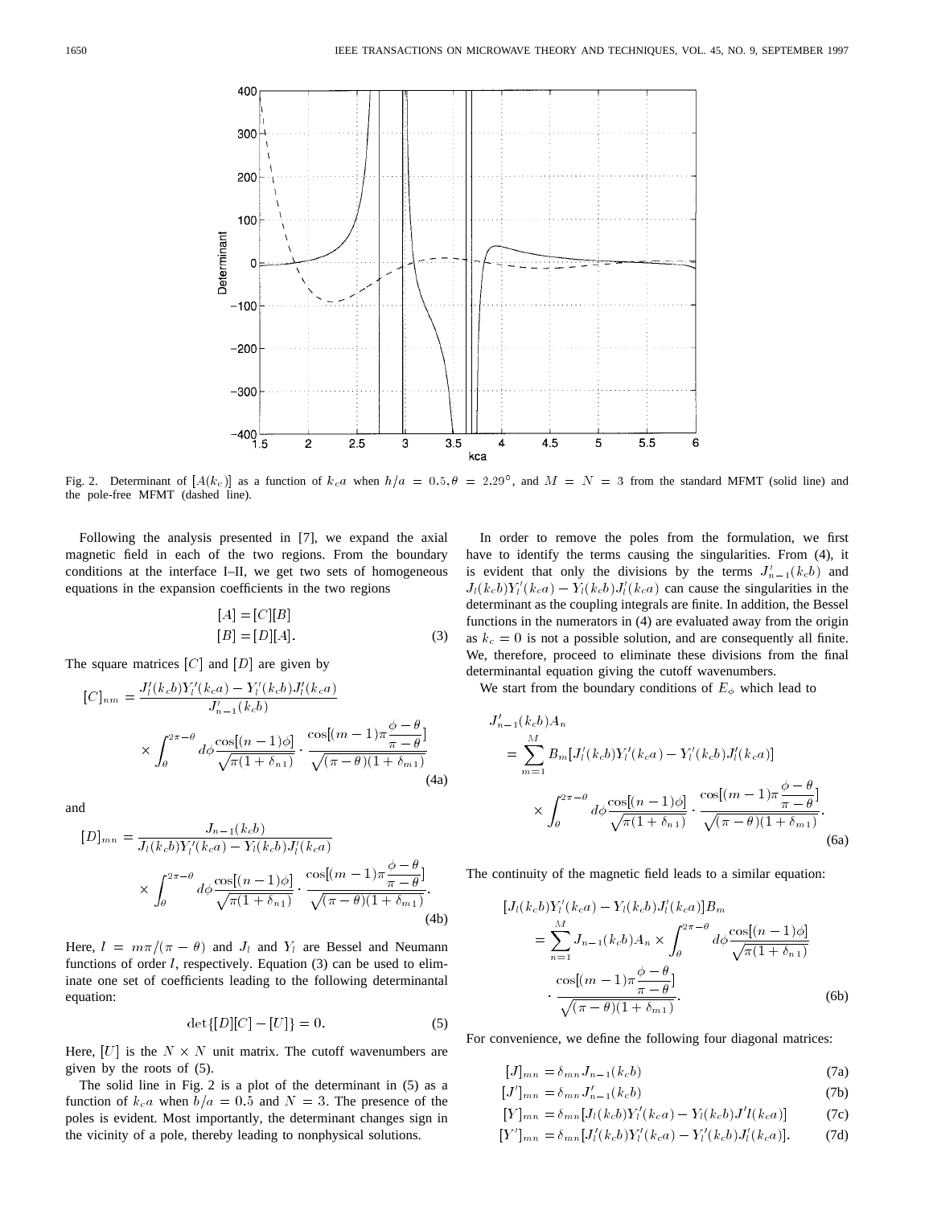Fig. 2. Determinant of $[A(k_c)]$ as a function of $k_ca$ when $h/a = 0.5, \theta = 2.29°$, and $M = N = 3$ from the standard MFMT (solid line) and the pole-free MFMT (dashed line).

Following the analysis presented in [7], we expand the axial magnetic field in each of the two regions. From the boundary conditions at the interface I–II, we get two sets of homogeneous equations in the expansion coefficients in the two regions

$$[A] = [C][B]$$
$$[B] = [D][A]. \tag{3}$$

The square matrices $[C]$ and $[D]$ are given by

$$[C]_{nm} = \frac{J_l'(k_cb)Y_l'(k_ca) - Y_l'(k_cb)J_l'(k_ca)}{J_{n-1}'(k_cb)} \times \int_\theta^{2\pi-\theta} d\phi \frac{\cos[(n-1)\phi]}{\sqrt{\pi(1+\delta_{n1})}} \cdot \frac{\cos[(m-1)\pi\frac{\phi-\theta}{\pi-\theta}]}{\sqrt{(\pi-\theta)(1+\delta_{m1})}} \tag{4a}$$

and

$$[D]_{mn} = \frac{J_{n-1}(k_cb)}{J_l(k_cb)Y_l'(k_ca) - Y_l(k_cb)J_l'(k_ca)} \times \int_\theta^{2\pi-\theta} d\phi \frac{\cos[(n-1)\phi]}{\sqrt{\pi(1+\delta_{n1})}} \cdot \frac{\cos[(m-1)\pi\frac{\phi-\theta}{\pi-\theta}]}{\sqrt{(\pi-\theta)(1+\delta_{m1})}}. \tag{4b}$$

Here, $l = m\pi/(\pi - \theta)$ and $J_l$ and $Y_l$ are Bessel and Neumann functions of order $l$, respectively. Equation (3) can be used to eliminate one set of coefficients leading to the following determinantal equation:

$$\det\{[D][C] - [U]\} = 0. \tag{5}$$

Here, $[U]$ is the $N \times N$ unit matrix. The cutoff wavenumbers are given by the roots of (5).

The solid line in Fig. 2 is a plot of the determinant in (5) as a function of $k_ca$ when $b/a = 0.5$ and $N = 3$. The presence of the poles is evident. Most importantly, the determinant changes sign in the vicinity of a pole, thereby leading to nonphysical solutions.

In order to remove the poles from the formulation, we first have to identify the terms causing the singularities. From (4), it is evident that only the divisions by the terms $J_{n-1}'(k_cb)$ and $J_l(k_cb)Y_l'(k_ca) - Y_l(k_cb)J_l'(k_ca)$ can cause the singularities in the determinant as the coupling integrals are finite. In addition, the Bessel functions in the numerators in (4) are evaluated away from the origin as $k_c = 0$ is not a possible solution, and are consequently all finite. We, therefore, proceed to eliminate these divisions from the final determinantal equation giving the cutoff wavenumbers.

We start from the boundary conditions of $E_\phi$ which lead to

$$J_{n-1}'(k_cb)A_n = \sum_{m=1}^{M} B_m[J_l'(k_cb)Y_l'(k_ca) - Y_l'(k_cb)J_l'(k_ca)] \times \int_\theta^{2\pi-\theta} d\phi \frac{\cos[(n-1)\phi]}{\sqrt{\pi(1+\delta_{n1})}} \cdot \frac{\cos[(m-1)\pi\frac{\phi-\theta}{\pi-\theta}]}{\sqrt{(\pi-\theta)(1+\delta_{m1})}}. \tag{6a}$$

The continuity of the magnetic field leads to a similar equation:

$$[J_l(k_cb)Y_l'(k_ca) - Y_l(k_cb)J_l'(k_ca)]B_m = \sum_{n=1}^{M} J_{n-1}(k_cb)A_n \times \int_\theta^{2\pi-\theta} d\phi \frac{\cos[(n-1)\phi]}{\sqrt{\pi(1+\delta_{n1})}} \cdot \frac{\cos[(m-1)\pi\frac{\phi-\theta}{\pi-\theta}]}{\sqrt{(\pi-\theta)(1+\delta_{m1})}}. \tag{6b}$$

For convenience, we define the following four diagonal matrices:

$$[J]_{mn} = \delta_{mn} J_{n-1}(k_cb) \tag{7a}$$
$$[J']_{mn} = \delta_{mn} J_{n-1}'(k_cb) \tag{7b}$$
$$[Y]_{mn} = \delta_{mn}[J_l(k_cb)Y_l'(k_ca) - Y_l(k_cb)J'l(k_ca)] \tag{7c}$$
$$[Y']_{mn} = \delta_{mn}[J_l'(k_cb)Y_l'(k_ca) - Y_l'(k_cb)J_l'(k_ca)]. \tag{7d}$$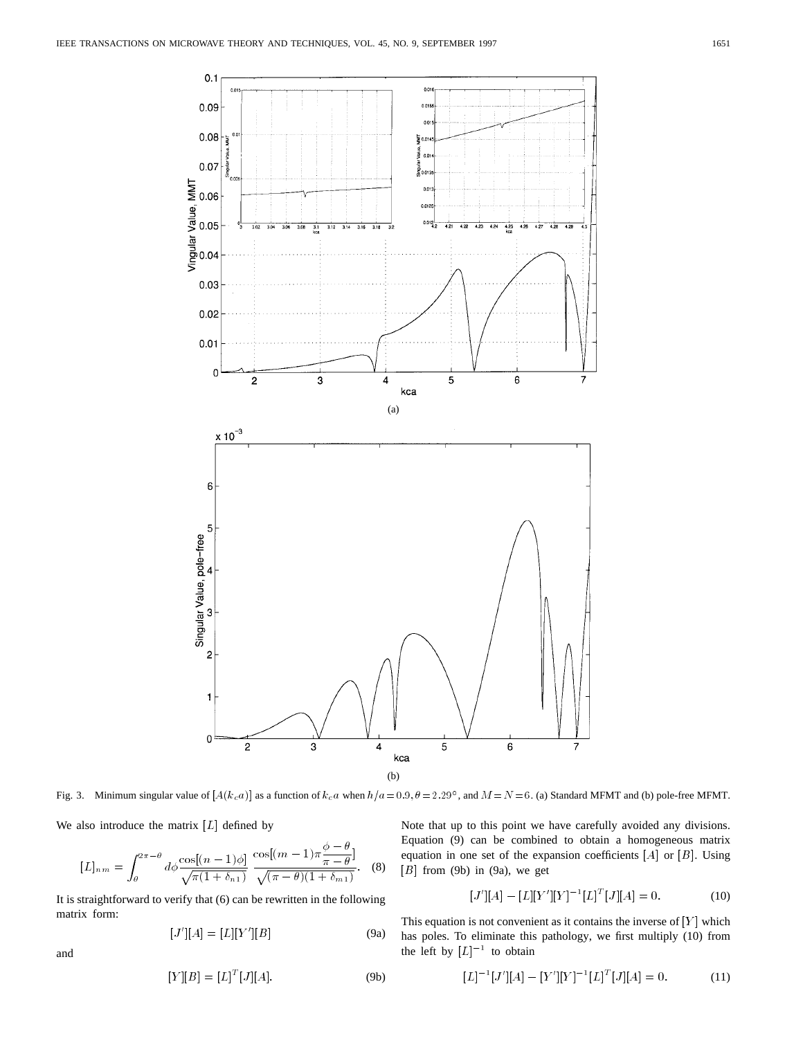Fig. 3. Minimum singular value of $[A(k_c a)]$ as a function of $k_c a$ when $h/a = 0.9, \theta = 2.29°$, and $M = N = 6$. (a) Standard MFMT and (b) pole-free MFMT.

We also introduce the matrix $[L]$ defined by

$$[L]_{nm} = \int_{\theta}^{2\pi-\theta} d\phi \frac{\cos[(n-1)\phi]}{\sqrt{\pi(1+\delta_{n1})}} \frac{\cos[(m-1)\pi\frac{\phi-\theta}{\pi-\theta}]}{\sqrt{(\pi-\theta)(1+\delta_{m1})}}. \quad (8)$$

It is straightforward to verify that (6) can be rewritten in the following matrix form:

$$[J'][A] = [L][Y'][B] \quad (9a)$$

and

$$[Y][B] = [L]^T[J][A]. \quad (9b)$$

Note that up to this point we have carefully avoided any divisions. Equation (9) can be combined to obtain a homogeneous matrix equation in one set of the expansion coefficients $[A]$ or $[B]$. Using $[B]$ from (9b) in (9a), we get

$$[J'][A] - [L][Y'][Y]^{-1}[L]^T[J][A] = 0. \quad (10)$$

This equation is not convenient as it contains the inverse of $[Y]$ which has poles. To eliminate this pathology, we first multiply (10) from the left by $[L]^{-1}$ to obtain

$$[L]^{-1}[J'][A] - [Y'][Y]^{-1}[L]^T[J][A] = 0. \quad (11)$$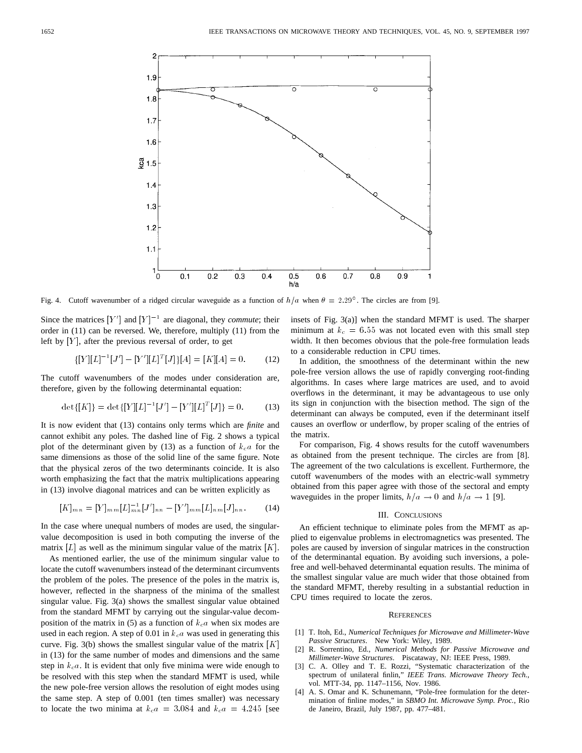Fig. 4. Cutoff wavenumber of a ridged circular waveguide as a function of $h/a$ when $\theta = 2.29^\circ$. The circles are from [9].

Since the matrices $[Y']$ and $[Y]^{-1}$ are diagonal, they *commute*; their order in (11) can be reversed. We, therefore, multiply (11) from the left by $[Y]$, after the previous reversal of order, to get

$$\{[Y][L]^{-1}[J'] - [Y'][L]^T[J]\}[A] = [K][A] = 0. \tag{12}$$

The cutoff wavenumbers of the modes under consideration are, therefore, given by the following determinantal equation:

$$\det\{[K]\} = \det\{[Y][L]^{-1}[J'] - [Y'][L]^T[J]\} = 0. \tag{13}$$

It is now evident that (13) contains only terms which are *finite* and cannot exhibit any poles. The dashed line of Fig. 2 shows a typical plot of the determinant given by (13) as a function of $k_c a$ for the same dimensions as those of the solid line of the same figure. Note that the physical zeros of the two determinants coincide. It is also worth emphasizing the fact that the matrix multiplications appearing in (13) involve diagonal matrices and can be written explicitly as

$$[K]_{mn} = [Y]_{mm}[L]^{-1}_{mn}[J']_{nn} - [Y']_{mm}[L]_{nm}[J]_{nn}. \tag{14}$$

In the case where unequal numbers of modes are used, the singular-value decomposition is used in both computing the inverse of the matrix $[L]$ as well as the minimum singular value of the matrix $[K]$.

As mentioned earlier, the use of the minimum singular value to locate the cutoff wavenumbers instead of the determinant circumvents the problem of the poles. The presence of the poles in the matrix is, however, reflected in the sharpness of the minima of the smallest singular value. Fig. 3(a) shows the smallest singular value obtained from the standard MFMT by carrying out the singular-value decomposition of the matrix in (5) as a function of $k_c a$ when six modes are used in each region. A step of 0.01 in $k_c a$ was used in generating this curve. Fig. 3(b) shows the smallest singular value of the matrix $[K]$ in (13) for the same number of modes and dimensions and the same step in $k_c a$. It is evident that only five minima were wide enough to be resolved with this step when the standard MFMT is used, while the new pole-free version allows the resolution of eight modes using the same step. A step of 0.001 (ten times smaller) was necessary to locate the two minima at $k_c a = 3.084$ and $k_c a = 4.245$ [see insets of Fig. 3(a)] when the standard MFMT is used. The sharper minimum at $k_c = 6.55$ was not located even with this small step width. It then becomes obvious that the pole-free formulation leads to a considerable reduction in CPU times.

In addition, the smoothness of the determinant within the new pole-free version allows the use of rapidly converging root-finding algorithms. In cases where large matrices are used, and to avoid overflows in the determinant, it may be advantageous to use only its sign in conjunction with the bisection method. The sign of the determinant can always be computed, even if the determinant itself causes an overflow or underflow, by proper scaling of the entries of the matrix.

For comparison, Fig. 4 shows results for the cutoff wavenumbers as obtained from the present technique. The circles are from [8]. The agreement of the two calculations is excellent. Furthermore, the cutoff wavenumbers of the modes with an electric-wall symmetry obtained from this paper agree with those of the sectoral and empty waveguides in the proper limits, $h/a \rightarrow 0$ and $h/a \rightarrow 1$ [9].

## III. Conclusions

An efficient technique to eliminate poles from the MFMT as applied to eigenvalue problems in electromagnetics was presented. The poles are caused by inversion of singular matrices in the construction of the determinantal equation. By avoiding such inversions, a pole-free and well-behaved determinantal equation results. The minima of the smallest singular value are much wider that those obtained from the standard MFMT, thereby resulting in a substantial reduction in CPU times required to locate the zeros.

## References

[1] T. Itoh, Ed., *Numerical Techniques for Microwave and Millimeter-Wave Passive Structures*. New York: Wiley, 1989.

[2] R. Sorrentino, Ed., *Numerical Methods for Passive Microwave and Millimeter-Wave Structures*. Piscataway, NJ: IEEE Press, 1989.

[3] C. A. Olley and T. E. Rozzi, "Systematic characterization of the spectrum of unilateral finlin," *IEEE Trans. Microwave Theory Tech.*, vol. MTT-34, pp. 1147–1156, Nov. 1986.

[4] A. S. Omar and K. Schunemann, "Pole-free formulation for the determination of finline modes," in *SBMO Int. Microwave Symp. Proc.*, Rio de Janeiro, Brazil, July 1987, pp. 477–481.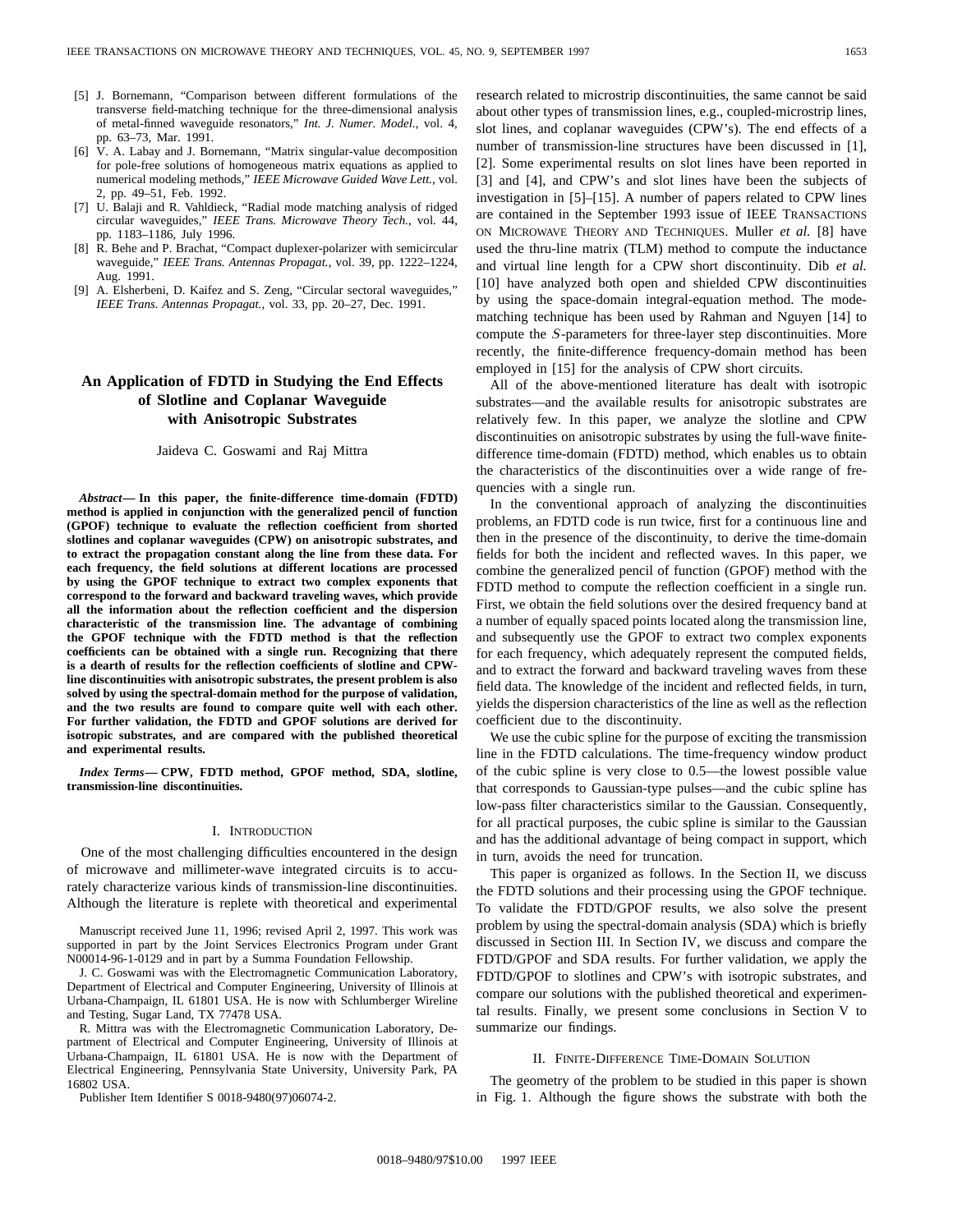[5] J. Bornemann, "Comparison between different formulations of the transverse field-matching technique for the three-dimensional analysis of metal-finned waveguide resonators," *Int. J. Numer. Model.*, vol. 4, pp. 63–73, Mar. 1991.

[6] V. A. Labay and J. Bornemann, "Matrix singular-value decomposition for pole-free solutions of homogeneous matrix equations as applied to numerical modeling methods," *IEEE Microwave Guided Wave Lett.*, vol. 2, pp. 49–51, Feb. 1992.

[7] U. Balaji and R. Vahldieck, "Radial mode matching analysis of ridged circular waveguides," *IEEE Trans. Microwave Theory Tech.*, vol. 44, pp. 1183–1186, July 1996.

[8] R. Behe and P. Brachat, "Compact duplexer-polarizer with semicircular waveguide," *IEEE Trans. Antennas Propagat.*, vol. 39, pp. 1222–1224, Aug. 1991.

[9] A. Elsherbeni, D. Kaifez and S. Zeng, "Circular sectoral waveguides," *IEEE Trans. Antennas Propagat.*, vol. 33, pp. 20–27, Dec. 1991.

# An Application of FDTD in Studying the End Effects of Slotline and Coplanar Waveguide with Anisotropic Substrates

Jaideva C. Goswami and Raj Mittra

***Abstract*— In this paper, the finite-difference time-domain (FDTD) method is applied in conjunction with the generalized pencil of function (GPOF) technique to evaluate the reflection coefficient from shorted slotlines and coplanar waveguides (CPW) on anisotropic substrates, and to extract the propagation constant along the line from these data. For each frequency, the field solutions at different locations are processed by using the GPOF technique to extract two complex exponents that correspond to the forward and backward traveling waves, which provide all the information about the reflection coefficient and the dispersion characteristic of the transmission line. The advantage of combining the GPOF technique with the FDTD method is that the reflection coefficients can be obtained with a single run. Recognizing that there is a dearth of results for the reflection coefficients of slotline and CPW-line discontinuities with anisotropic substrates, the present problem is also solved by using the spectral-domain method for the purpose of validation, and the two results are found to compare quite well with each other. For further validation, the FDTD and GPOF solutions are derived for isotropic substrates, and are compared with the published theoretical and experimental results.**

***Index Terms*— CPW, FDTD method, GPOF method, SDA, slotline, transmission-line discontinuities.**

## I. Introduction

One of the most challenging difficulties encountered in the design of microwave and millimeter-wave integrated circuits is to accurately characterize various kinds of transmission-line discontinuities. Although the literature is replete with theoretical and experimental research related to microstrip discontinuities, the same cannot be said about other types of transmission lines, e.g., coupled-microstrip lines, slot lines, and coplanar waveguides (CPW's). The end effects of a number of transmission-line structures have been discussed in [1], [2]. Some experimental results on slot lines have been reported in [3] and [4], and CPW's and slot lines have been the subjects of investigation in [5]–[15]. A number of papers related to CPW lines are contained in the September 1993 issue of IEEE Transactions on Microwave Theory and Techniques. Muller *et al.* [8] have used the thru-line matrix (TLM) method to compute the inductance and virtual line length for a CPW short discontinuity. Dib *et al.* [10] have analyzed both open and shielded CPW discontinuities by using the space-domain integral-equation method. The mode-matching technique has been used by Rahman and Nguyen [14] to compute the $S$-parameters for three-layer step discontinuities. More recently, the finite-difference frequency-domain method has been employed in [15] for the analysis of CPW short circuits.

All of the above-mentioned literature has dealt with isotropic substrates—and the available results for anisotropic substrates are relatively few. In this paper, we analyze the slotline and CPW discontinuities on anisotropic substrates by using the full-wave finite-difference time-domain (FDTD) method, which enables us to obtain the characteristics of the discontinuities over a wide range of frequencies with a single run.

In the conventional approach of analyzing the discontinuities problems, an FDTD code is run twice, first for a continuous line and then in the presence of the discontinuity, to derive the time-domain fields for both the incident and reflected waves. In this paper, we combine the generalized pencil of function (GPOF) method with the FDTD method to compute the reflection coefficient in a single run. First, we obtain the field solutions over the desired frequency band at a number of equally spaced points located along the transmission line, and subsequently use the GPOF to extract two complex exponents for each frequency, which adequately represent the computed fields, and to extract the forward and backward traveling waves from these field data. The knowledge of the incident and reflected fields, in turn, yields the dispersion characteristics of the line as well as the reflection coefficient due to the discontinuity.

We use the cubic spline for the purpose of exciting the transmission line in the FDTD calculations. The time-frequency window product of the cubic spline is very close to 0.5—the lowest possible value that corresponds to Gaussian-type pulses—and the cubic spline has low-pass filter characteristics similar to the Gaussian. Consequently, for all practical purposes, the cubic spline is similar to the Gaussian and has the additional advantage of being compact in support, which in turn, avoids the need for truncation.

This paper is organized as follows. In the Section II, we discuss the FDTD solutions and their processing using the GPOF technique. To validate the FDTD/GPOF results, we also solve the present problem by using the spectral-domain analysis (SDA) which is briefly discussed in Section III. In Section IV, we discuss and compare the FDTD/GPOF and SDA results. For further validation, we apply the FDTD/GPOF to slotlines and CPW's with isotropic substrates, and compare our solutions with the published theoretical and experimental results. Finally, we present some conclusions in Section V to summarize our findings.

## II. Finite-Difference Time-Domain Solution

The geometry of the problem to be studied in this paper is shown in Fig. 1. Although the figure shows the substrate with both the

Manuscript received June 11, 1996; revised April 2, 1997. This work was supported in part by the Joint Services Electronics Program under Grant N00014-96-1-0129 and in part by a Summa Foundation Fellowship.

J. C. Goswami was with the Electromagnetic Communication Laboratory, Department of Electrical and Computer Engineering, University of Illinois at Urbana-Champaign, IL 61801 USA. He is now with Schlumberger Wireline and Testing, Sugar Land, TX 77478 USA.

R. Mittra was with the Electromagnetic Communication Laboratory, Department of Electrical and Computer Engineering, University of Illinois at Urbana-Champaign, IL 61801 USA. He is now with the Department of Electrical Engineering, Pennsylvania State University, University Park, PA 16802 USA.

Publisher Item Identifier S 0018-9480(97)06074-2.